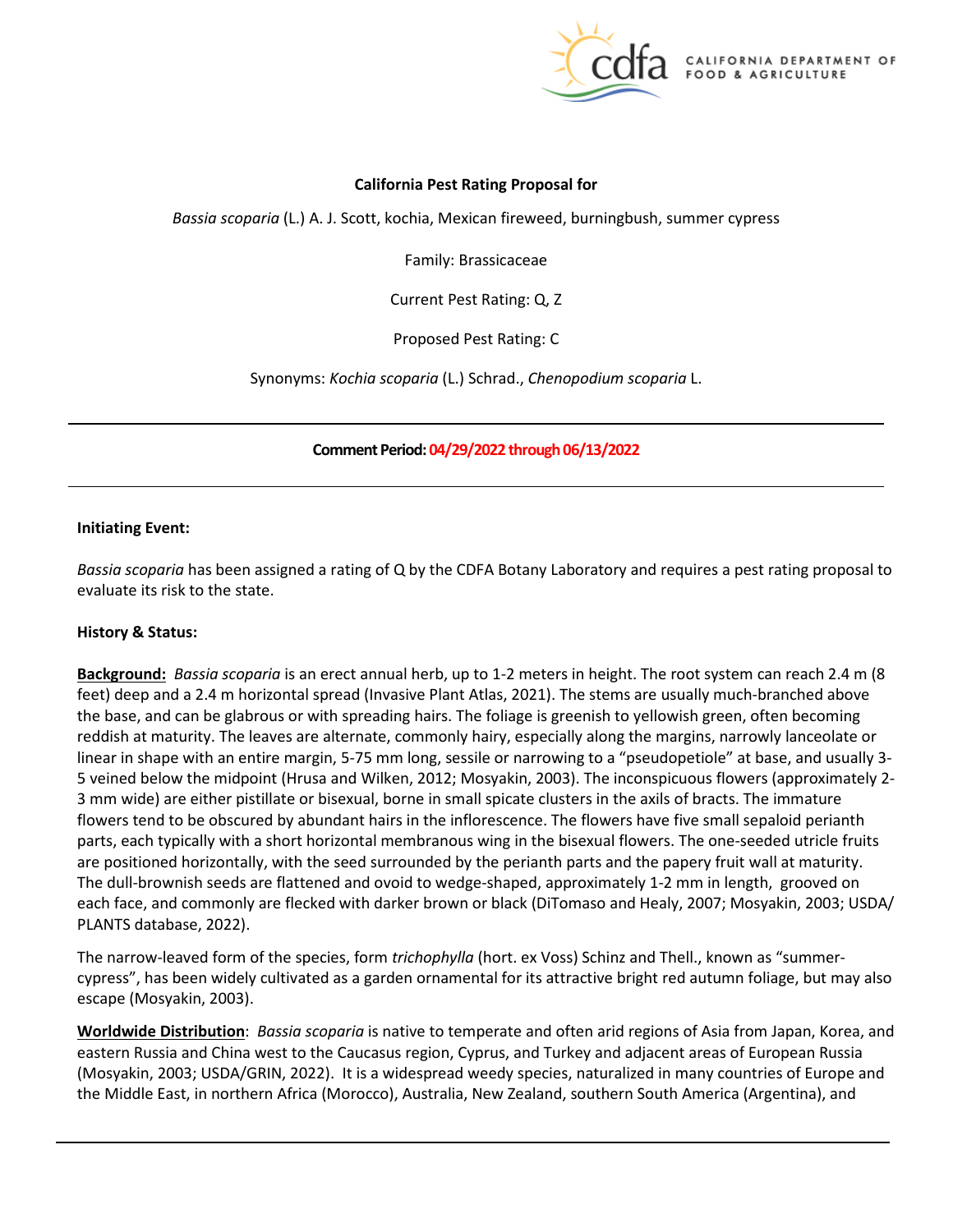**California Pest Rating Proposal for**

*Bassia scoparia* (L.) A. J. Scott, kochia, Mexican fireweed, burningbush, summer cypress

Family: Brassicaceae

Current Pest Rating: Q, Z

Proposed Pest Rating: C

Synonyms: *Kochia scoparia* (L.) Schrad., *Chenopodium scoparia* L.

---

**Comment Period: 04/29/2022 through 06/13/2022**

---

**Initiating Event:**

*Bassia scoparia* has been assigned a rating of Q by the CDFA Botany Laboratory and requires a pest rating proposal to evaluate its risk to the state.

**History & Status:**

**Background:** *Bassia scoparia* is an erect annual herb, up to 1-2 meters in height. The root system can reach 2.4 m (8 feet) deep and a 2.4 m horizontal spread (Invasive Plant Atlas, 2021). The stems are usually much-branched above the base, and can be glabrous or with spreading hairs. The foliage is greenish to yellowish green, often becoming reddish at maturity. The leaves are alternate, commonly hairy, especially along the margins, narrowly lanceolate or linear in shape with an entire margin, 5-75 mm long, sessile or narrowing to a "pseudopetiole" at base, and usually 3-5 veined below the midpoint (Hrusa and Wilken, 2012; Mosyakin, 2003). The inconspicuous flowers (approximately 2-3 mm wide) are either pistillate or bisexual, borne in small spicate clusters in the axils of bracts. The immature flowers tend to be obscured by abundant hairs in the inflorescence. The flowers have five small sepaloid perianth parts, each typically with a short horizontal membranous wing in the bisexual flowers. The one-seeded utricle fruits are positioned horizontally, with the seed surrounded by the perianth parts and the papery fruit wall at maturity. The dull-brownish seeds are flattened and ovoid to wedge-shaped, approximately 1-2 mm in length, grooved on each face, and commonly are flecked with darker brown or black (DiTomaso and Healy, 2007; Mosyakin, 2003; USDA/ PLANTS database, 2022).

The narrow-leaved form of the species, form *trichophylla* (hort. ex Voss) Schinz and Thell., known as "summer-cypress", has been widely cultivated as a garden ornamental for its attractive bright red autumn foliage, but may also escape (Mosyakin, 2003).

**Worldwide Distribution**: *Bassia scoparia* is native to temperate and often arid regions of Asia from Japan, Korea, and eastern Russia and China west to the Caucasus region, Cyprus, and Turkey and adjacent areas of European Russia (Mosyakin, 2003; USDA/GRIN, 2022). It is a widespread weedy species, naturalized in many countries of Europe and the Middle East, in northern Africa (Morocco), Australia, New Zealand, southern South America (Argentina), and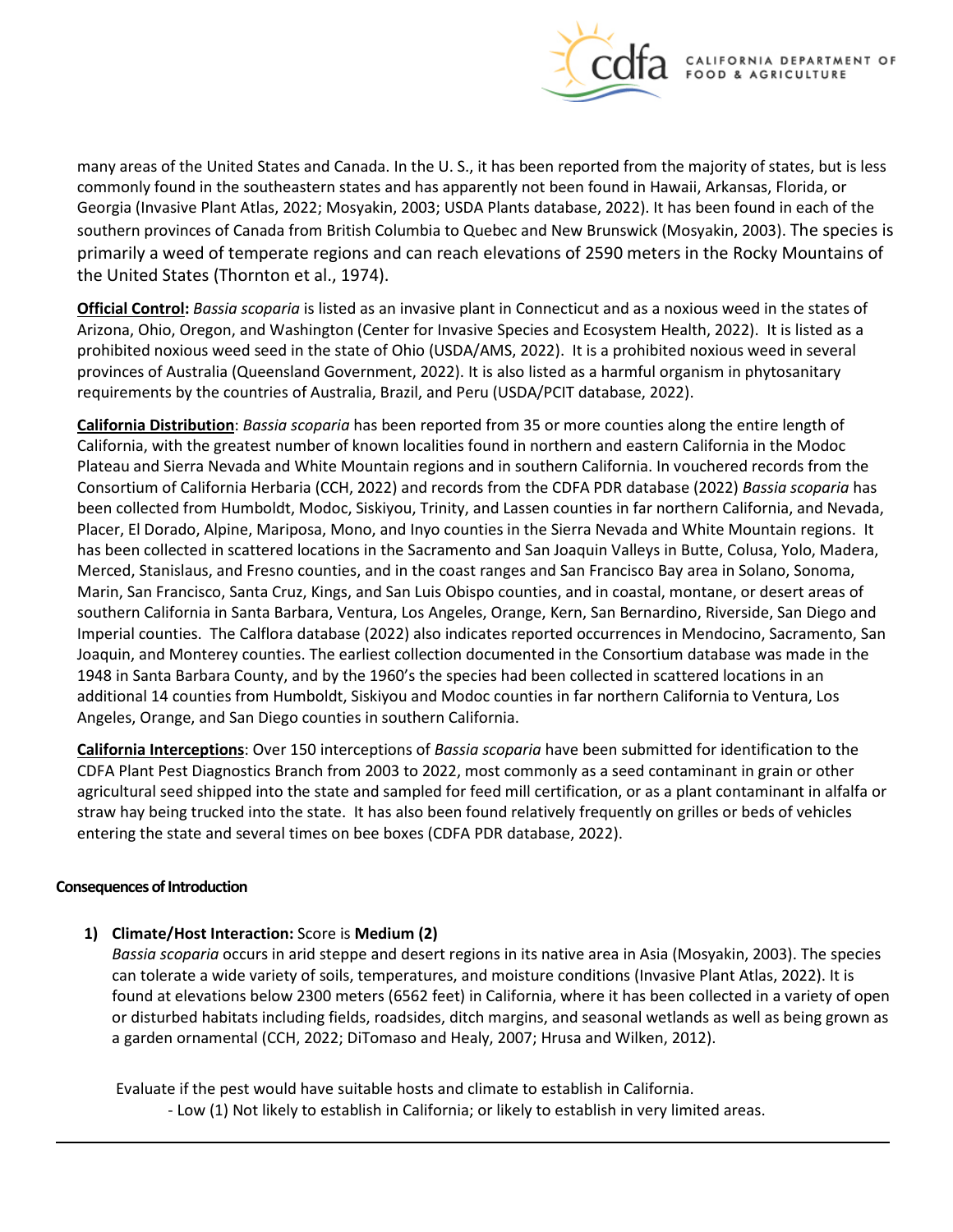many areas of the United States and Canada. In the U. S., it has been reported from the majority of states, but is less commonly found in the southeastern states and has apparently not been found in Hawaii, Arkansas, Florida, or Georgia (Invasive Plant Atlas, 2022; Mosyakin, 2003; USDA Plants database, 2022). It has been found in each of the southern provinces of Canada from British Columbia to Quebec and New Brunswick (Mosyakin, 2003). The species is primarily a weed of temperate regions and can reach elevations of 2590 meters in the Rocky Mountains of the United States (Thornton et al., 1974).

**Official Control:** *Bassia scoparia* is listed as an invasive plant in Connecticut and as a noxious weed in the states of Arizona, Ohio, Oregon, and Washington (Center for Invasive Species and Ecosystem Health, 2022). It is listed as a prohibited noxious weed seed in the state of Ohio (USDA/AMS, 2022). It is a prohibited noxious weed in several provinces of Australia (Queensland Government, 2022). It is also listed as a harmful organism in phytosanitary requirements by the countries of Australia, Brazil, and Peru (USDA/PCIT database, 2022).

**California Distribution**: *Bassia scoparia* has been reported from 35 or more counties along the entire length of California, with the greatest number of known localities found in northern and eastern California in the Modoc Plateau and Sierra Nevada and White Mountain regions and in southern California. In vouchered records from the Consortium of California Herbaria (CCH, 2022) and records from the CDFA PDR database (2022) *Bassia scoparia* has been collected from Humboldt, Modoc, Siskiyou, Trinity, and Lassen counties in far northern California, and Nevada, Placer, El Dorado, Alpine, Mariposa, Mono, and Inyo counties in the Sierra Nevada and White Mountain regions. It has been collected in scattered locations in the Sacramento and San Joaquin Valleys in Butte, Colusa, Yolo, Madera, Merced, Stanislaus, and Fresno counties, and in the coast ranges and San Francisco Bay area in Solano, Sonoma, Marin, San Francisco, Santa Cruz, Kings, and San Luis Obispo counties, and in coastal, montane, or desert areas of southern California in Santa Barbara, Ventura, Los Angeles, Orange, Kern, San Bernardino, Riverside, San Diego and Imperial counties. The Calflora database (2022) also indicates reported occurrences in Mendocino, Sacramento, San Joaquin, and Monterey counties. The earliest collection documented in the Consortium database was made in the 1948 in Santa Barbara County, and by the 1960's the species had been collected in scattered locations in an additional 14 counties from Humboldt, Siskiyou and Modoc counties in far northern California to Ventura, Los Angeles, Orange, and San Diego counties in southern California.

**California Interceptions**: Over 150 interceptions of *Bassia scoparia* have been submitted for identification to the CDFA Plant Pest Diagnostics Branch from 2003 to 2022, most commonly as a seed contaminant in grain or other agricultural seed shipped into the state and sampled for feed mill certification, or as a plant contaminant in alfalfa or straw hay being trucked into the state. It has also been found relatively frequently on grilles or beds of vehicles entering the state and several times on bee boxes (CDFA PDR database, 2022).

### Consequences of Introduction

1) **Climate/Host Interaction:** Score is **Medium (2)**
   *Bassia scoparia* occurs in arid steppe and desert regions in its native area in Asia (Mosyakin, 2003). The species can tolerate a wide variety of soils, temperatures, and moisture conditions (Invasive Plant Atlas, 2022). It is found at elevations below 2300 meters (6562 feet) in California, where it has been collected in a variety of open or disturbed habitats including fields, roadsides, ditch margins, and seasonal wetlands as well as being grown as a garden ornamental (CCH, 2022; DiTomaso and Healy, 2007; Hrusa and Wilken, 2012).

   Evaluate if the pest would have suitable hosts and climate to establish in California.
   - Low (1) Not likely to establish in California; or likely to establish in very limited areas.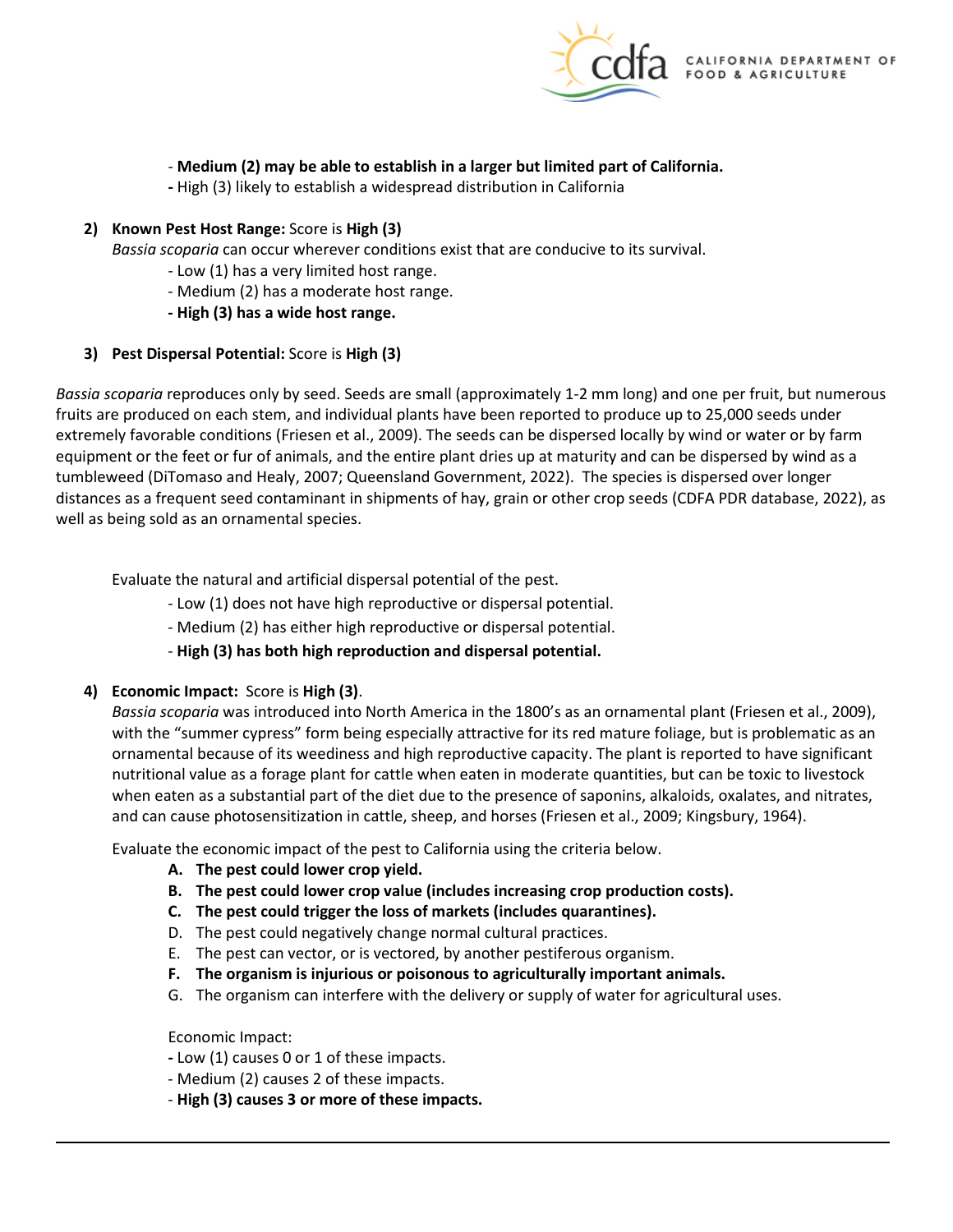- **Medium (2) may be able to establish in a larger but limited part of California.**
- High (3) likely to establish a widespread distribution in California

2) **Known Pest Host Range:** Score is **High (3)**

   *Bassia scoparia* can occur wherever conditions exist that are conducive to its survival.

   - Low (1) has a very limited host range.
   - Medium (2) has a moderate host range.
   - **High (3) has a wide host range.**

3) **Pest Dispersal Potential:** Score is **High (3)**

*Bassia scoparia* reproduces only by seed. Seeds are small (approximately 1-2 mm long) and one per fruit, but numerous fruits are produced on each stem, and individual plants have been reported to produce up to 25,000 seeds under extremely favorable conditions (Friesen et al., 2009). The seeds can be dispersed locally by wind or water or by farm equipment or the feet or fur of animals, and the entire plant dries up at maturity and can be dispersed by wind as a tumbleweed (DiTomaso and Healy, 2007; Queensland Government, 2022). The species is dispersed over longer distances as a frequent seed contaminant in shipments of hay, grain or other crop seeds (CDFA PDR database, 2022), as well as being sold as an ornamental species.

Evaluate the natural and artificial dispersal potential of the pest.

- Low (1) does not have high reproductive or dispersal potential.
- Medium (2) has either high reproductive or dispersal potential.
- **High (3) has both high reproduction and dispersal potential.**

4) **Economic Impact:** Score is **High (3)**.

   *Bassia scoparia* was introduced into North America in the 1800's as an ornamental plant (Friesen et al., 2009), with the "summer cypress" form being especially attractive for its red mature foliage, but is problematic as an ornamental because of its weediness and high reproductive capacity. The plant is reported to have significant nutritional value as a forage plant for cattle when eaten in moderate quantities, but can be toxic to livestock when eaten as a substantial part of the diet due to the presence of saponins, alkaloids, oxalates, and nitrates, and can cause photosensitization in cattle, sheep, and horses (Friesen et al., 2009; Kingsbury, 1964).

   Evaluate the economic impact of the pest to California using the criteria below.

   A. **The pest could lower crop yield.**
   B. **The pest could lower crop value (includes increasing crop production costs).**
   C. **The pest could trigger the loss of markets (includes quarantines).**
   D. The pest could negatively change normal cultural practices.
   E. The pest can vector, or is vectored, by another pestiferous organism.
   F. **The organism is injurious or poisonous to agriculturally important animals.**
   G. The organism can interfere with the delivery or supply of water for agricultural uses.

   Economic Impact:

   - Low (1) causes 0 or 1 of these impacts.
   - Medium (2) causes 2 of these impacts.
   - **High (3) causes 3 or more of these impacts.**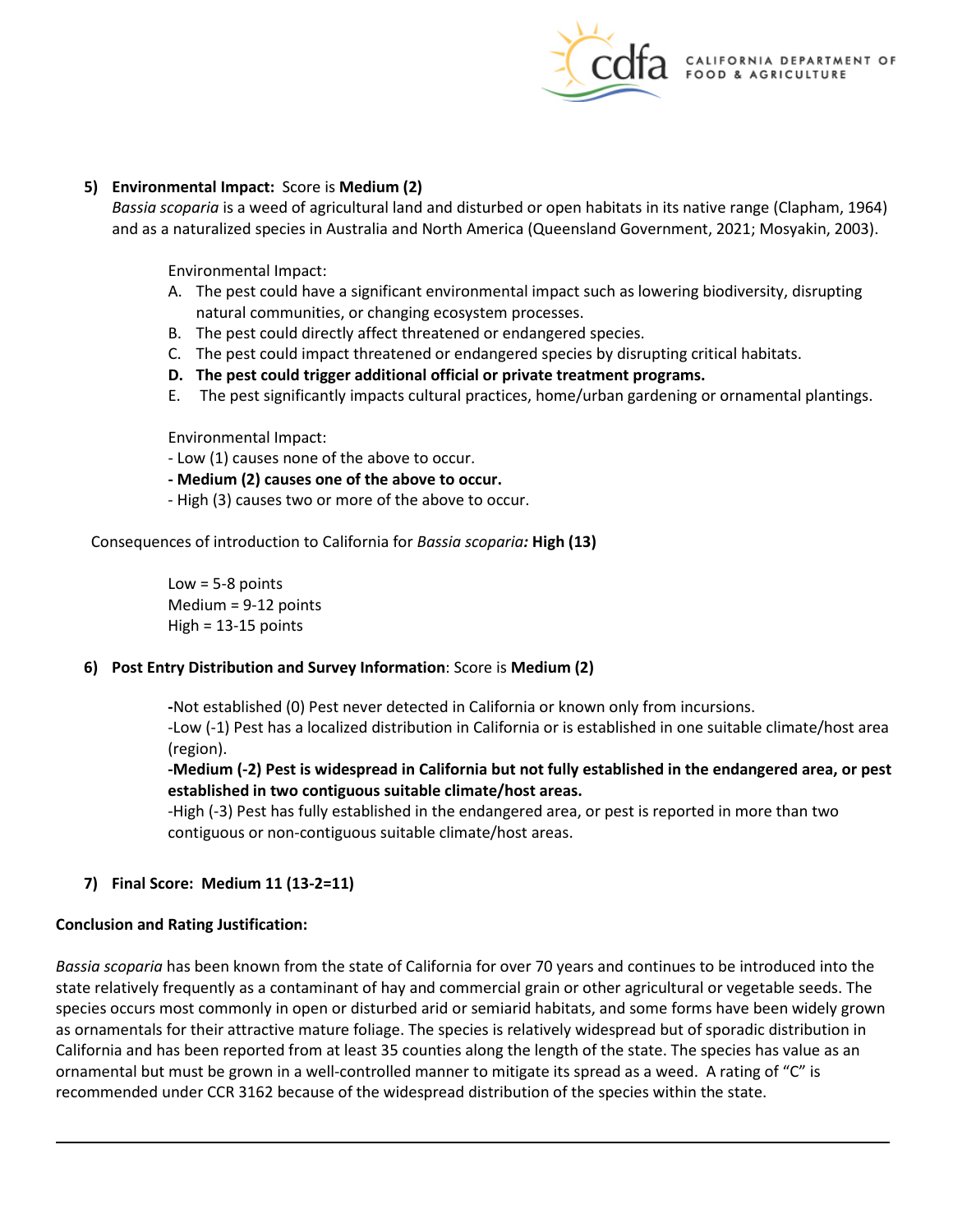5) **Environmental Impact:** Score is **Medium (2)**
*Bassia scoparia* is a weed of agricultural land and disturbed or open habitats in its native range (Clapham, 1964) and as a naturalized species in Australia and North America (Queensland Government, 2021; Mosyakin, 2003).

Environmental Impact:

A. The pest could have a significant environmental impact such as lowering biodiversity, disrupting natural communities, or changing ecosystem processes.
B. The pest could directly affect threatened or endangered species.
C. The pest could impact threatened or endangered species by disrupting critical habitats.
**D. The pest could trigger additional official or private treatment programs.**
E. The pest significantly impacts cultural practices, home/urban gardening or ornamental plantings.

Environmental Impact:

- Low (1) causes none of the above to occur.
**- Medium (2) causes one of the above to occur.**
- High (3) causes two or more of the above to occur.

Consequences of introduction to California for *Bassia scoparia:* **High (13)**

Low = 5-8 points
Medium = 9-12 points
High = 13-15 points

6) **Post Entry Distribution and Survey Information**: Score is **Medium (2)**

-Not established (0) Pest never detected in California or known only from incursions.
-Low (-1) Pest has a localized distribution in California or is established in one suitable climate/host area (region).
**-Medium (-2) Pest is widespread in California but not fully established in the endangered area, or pest established in two contiguous suitable climate/host areas.**
-High (-3) Pest has fully established in the endangered area, or pest is reported in more than two contiguous or non-contiguous suitable climate/host areas.

7) **Final Score: Medium 11 (13-2=11)**

**Conclusion and Rating Justification:**

*Bassia scoparia* has been known from the state of California for over 70 years and continues to be introduced into the state relatively frequently as a contaminant of hay and commercial grain or other agricultural or vegetable seeds. The species occurs most commonly in open or disturbed arid or semiarid habitats, and some forms have been widely grown as ornamentals for their attractive mature foliage. The species is relatively widespread but of sporadic distribution in California and has been reported from at least 35 counties along the length of the state. The species has value as an ornamental but must be grown in a well-controlled manner to mitigate its spread as a weed. A rating of "C" is recommended under CCR 3162 because of the widespread distribution of the species within the state.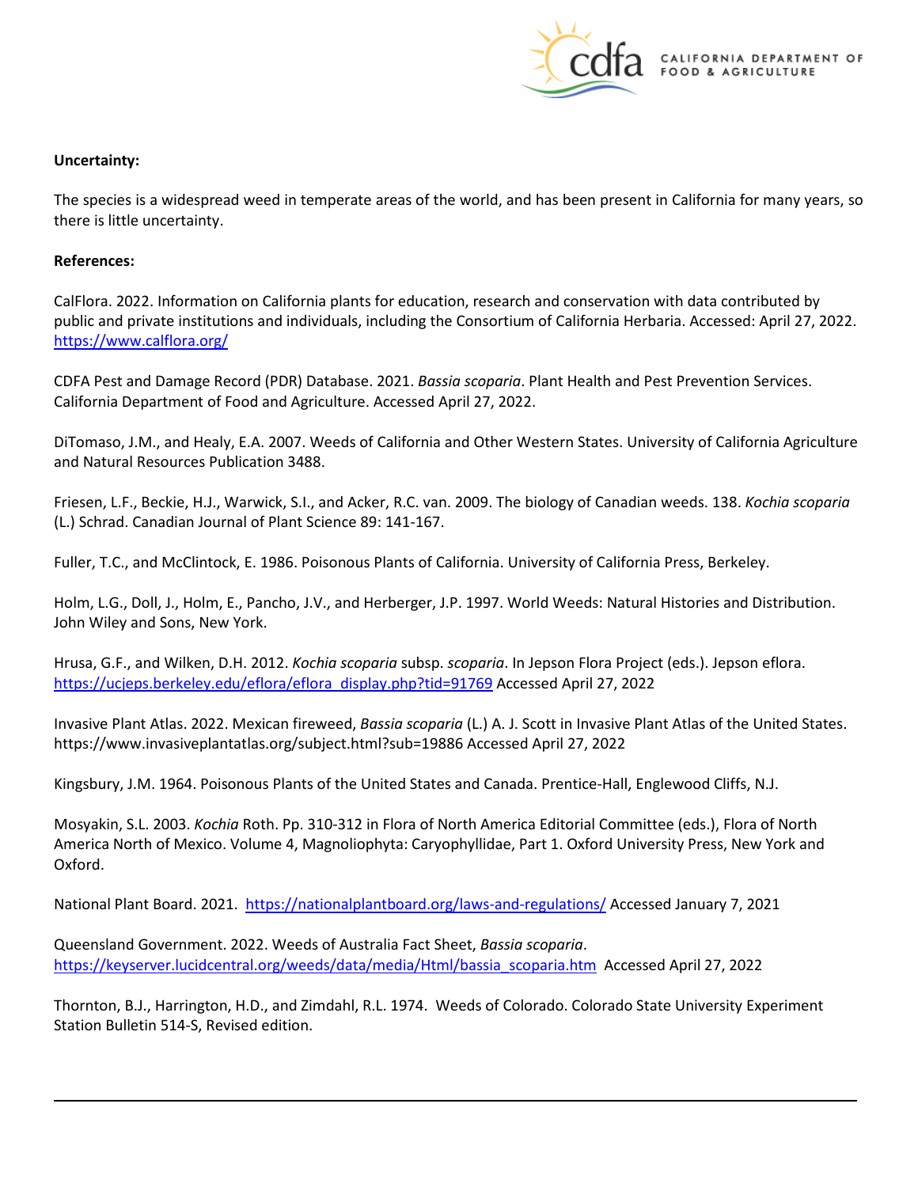**Uncertainty:**

The species is a widespread weed in temperate areas of the world, and has been present in California for many years, so there is little uncertainty.

**References:**

CalFlora. 2022. Information on California plants for education, research and conservation with data contributed by public and private institutions and individuals, including the Consortium of California Herbaria. Accessed: April 27, 2022. https://www.calflora.org/

CDFA Pest and Damage Record (PDR) Database. 2021. *Bassia scoparia*. Plant Health and Pest Prevention Services. California Department of Food and Agriculture. Accessed April 27, 2022.

DiTomaso, J.M., and Healy, E.A. 2007. Weeds of California and Other Western States. University of California Agriculture and Natural Resources Publication 3488.

Friesen, L.F., Beckie, H.J., Warwick, S.I., and Acker, R.C. van. 2009. The biology of Canadian weeds. 138. *Kochia scoparia* (L.) Schrad. Canadian Journal of Plant Science 89: 141-167.

Fuller, T.C., and McClintock, E. 1986. Poisonous Plants of California. University of California Press, Berkeley.

Holm, L.G., Doll, J., Holm, E., Pancho, J.V., and Herberger, J.P. 1997. World Weeds: Natural Histories and Distribution. John Wiley and Sons, New York.

Hrusa, G.F., and Wilken, D.H. 2012. *Kochia scoparia* subsp. *scoparia*. In Jepson Flora Project (eds.). Jepson eflora. https://ucjeps.berkeley.edu/eflora/eflora_display.php?tid=91769 Accessed April 27, 2022

Invasive Plant Atlas. 2022. Mexican fireweed, *Bassia scoparia* (L.) A. J. Scott in Invasive Plant Atlas of the United States. https://www.invasiveplantatlas.org/subject.html?sub=19886 Accessed April 27, 2022

Kingsbury, J.M. 1964. Poisonous Plants of the United States and Canada. Prentice-Hall, Englewood Cliffs, N.J.

Mosyakin, S.L. 2003. *Kochia* Roth. Pp. 310-312 in Flora of North America Editorial Committee (eds.), Flora of North America North of Mexico. Volume 4, Magnoliophyta: Caryophyllidae, Part 1. Oxford University Press, New York and Oxford.

National Plant Board. 2021. https://nationalplantboard.org/laws-and-regulations/ Accessed January 7, 2021

Queensland Government. 2022. Weeds of Australia Fact Sheet, *Bassia scoparia*. https://keyserver.lucidcentral.org/weeds/data/media/Html/bassia_scoparia.htm Accessed April 27, 2022

Thornton, B.J., Harrington, H.D., and Zimdahl, R.L. 1974. Weeds of Colorado. Colorado State University Experiment Station Bulletin 514-S, Revised edition.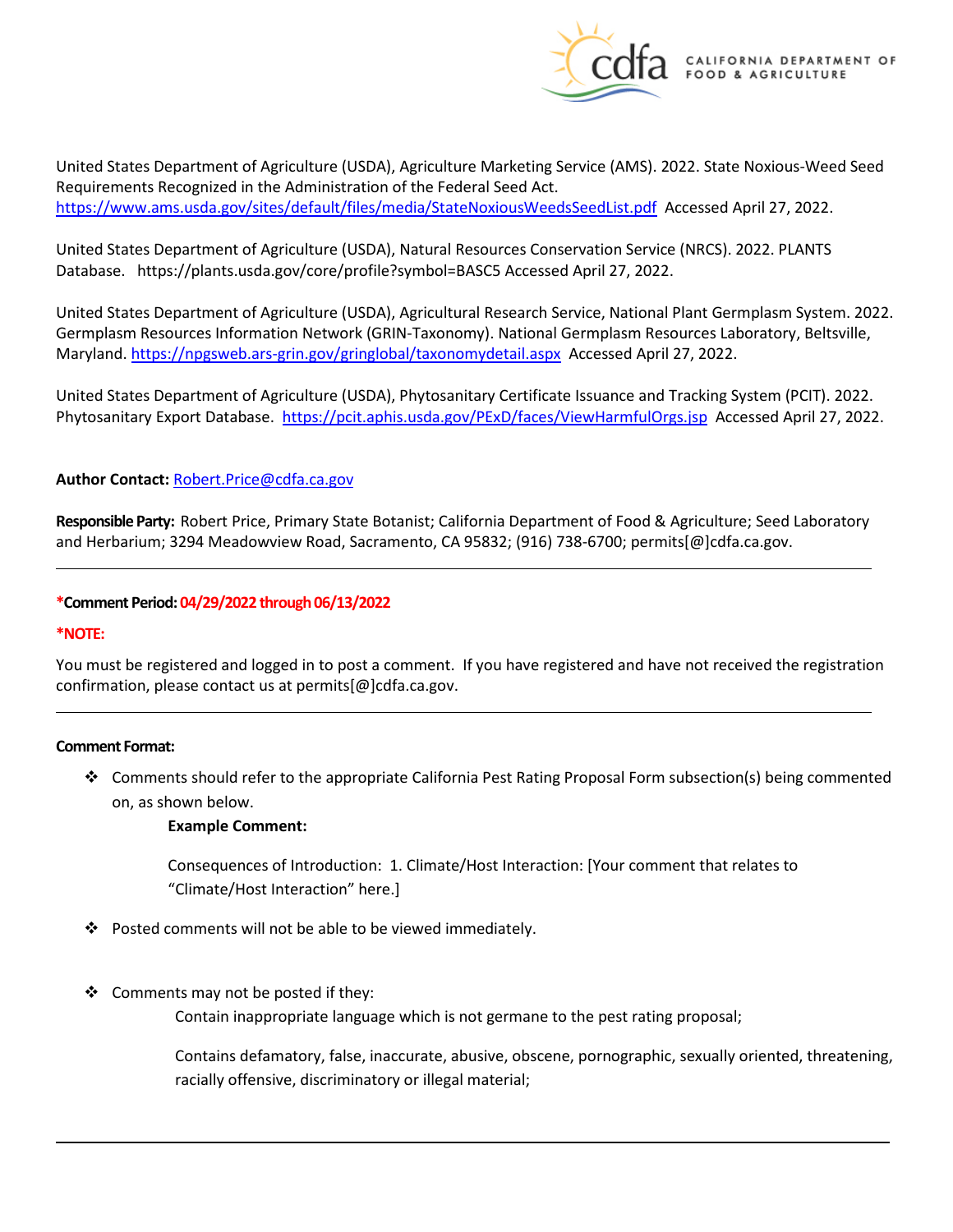United States Department of Agriculture (USDA), Agriculture Marketing Service (AMS). 2022. State Noxious-Weed Seed Requirements Recognized in the Administration of the Federal Seed Act. https://www.ams.usda.gov/sites/default/files/media/StateNoxiousWeedsSeedList.pdf Accessed April 27, 2022.

United States Department of Agriculture (USDA), Natural Resources Conservation Service (NRCS). 2022. PLANTS Database. https://plants.usda.gov/core/profile?symbol=BASC5 Accessed April 27, 2022.

United States Department of Agriculture (USDA), Agricultural Research Service, National Plant Germplasm System. 2022. Germplasm Resources Information Network (GRIN-Taxonomy). National Germplasm Resources Laboratory, Beltsville, Maryland. https://npgsweb.ars-grin.gov/gringlobal/taxonomydetail.aspx Accessed April 27, 2022.

United States Department of Agriculture (USDA), Phytosanitary Certificate Issuance and Tracking System (PCIT). 2022. Phytosanitary Export Database. https://pcit.aphis.usda.gov/PExD/faces/ViewHarmfulOrgs.jsp Accessed April 27, 2022.

**Author Contact:** Robert.Price@cdfa.ca.gov

**Responsible Party:** Robert Price, Primary State Botanist; California Department of Food & Agriculture; Seed Laboratory and Herbarium; 3294 Meadowview Road, Sacramento, CA 95832; (916) 738-6700; permits[@]cdfa.ca.gov.

---

**\*Comment Period: 04/29/2022 through 06/13/2022**

**\*NOTE:**

You must be registered and logged in to post a comment. If you have registered and have not received the registration confirmation, please contact us at permits[@]cdfa.ca.gov.

---

**Comment Format:**

- Comments should refer to the appropriate California Pest Rating Proposal Form subsection(s) being commented on, as shown below.

  **Example Comment:**

  Consequences of Introduction: 1. Climate/Host Interaction: [Your comment that relates to "Climate/Host Interaction" here.]

- Posted comments will not be able to be viewed immediately.

- Comments may not be posted if they:

  Contain inappropriate language which is not germane to the pest rating proposal;

  Contains defamatory, false, inaccurate, abusive, obscene, pornographic, sexually oriented, threatening, racially offensive, discriminatory or illegal material;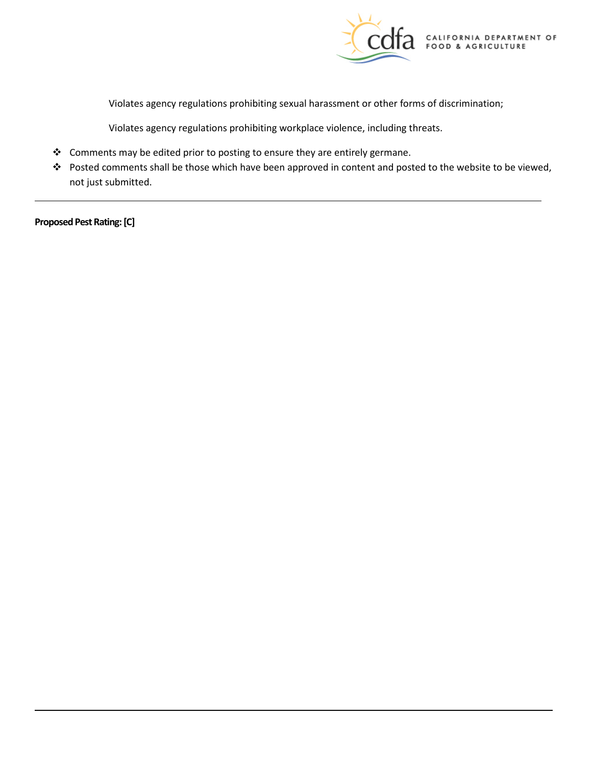Violates agency regulations prohibiting sexual harassment or other forms of discrimination;

Violates agency regulations prohibiting workplace violence, including threats.

- Comments may be edited prior to posting to ensure they are entirely germane.
- Posted comments shall be those which have been approved in content and posted to the website to be viewed, not just submitted.

---

**Proposed Pest Rating: [C]**